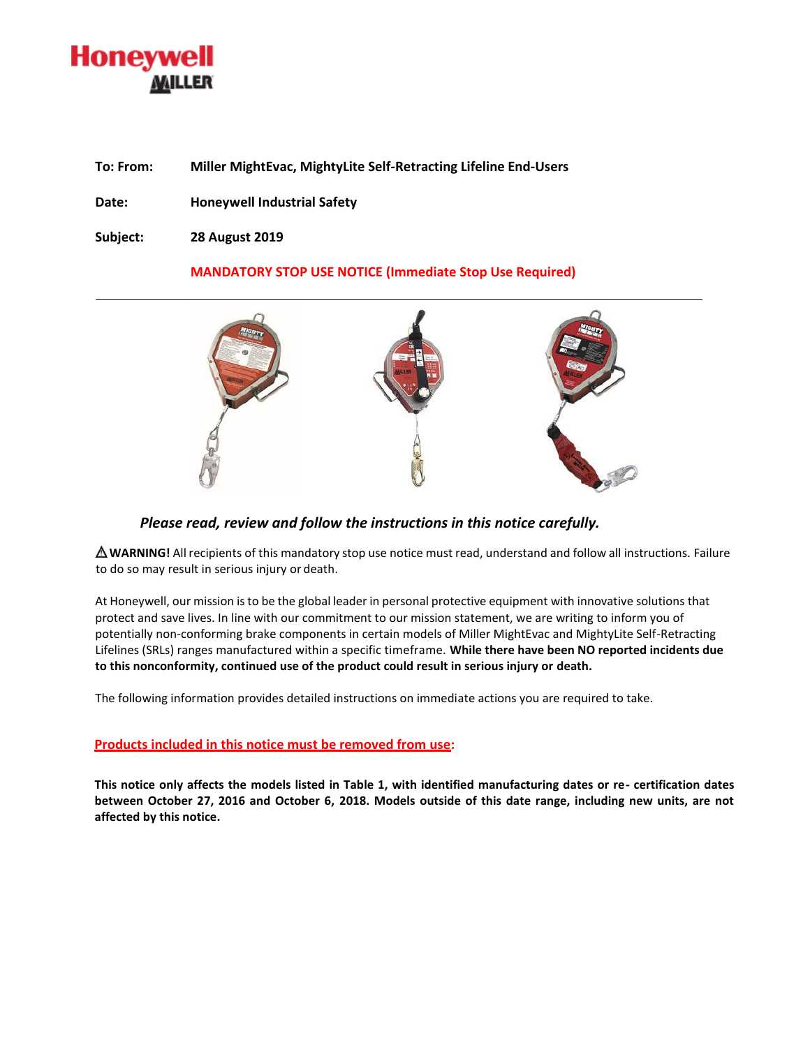**To: From:** **Miller MightEvac, MightyLite Self-Retracting Lifeline End-Users**

**Date:** **Honeywell Industrial Safety**

**Subject:** **28 August 2019**

**MANDATORY STOP USE NOTICE (Immediate Stop Use Required)**

---

***Please read, review and follow the instructions in this notice carefully.***

⚠**WARNING!** All recipients of this mandatory stop use notice must read, understand and follow all instructions. Failure to do so may result in serious injury or death.

At Honeywell, our mission is to be the global leader in personal protective equipment with innovative solutions that protect and save lives. In line with our commitment to our mission statement, we are writing to inform you of potentially non-conforming brake components in certain models of Miller MightEvac and MightyLite Self-Retracting Lifelines (SRLs) ranges manufactured within a specific timeframe. **While there have been NO reported incidents due to this nonconformity, continued use of the product could result in serious injury or death.**

The following information provides detailed instructions on immediate actions you are required to take.

**Products included in this notice must be removed from use:**

**This notice only affects the models listed in Table 1, with identified manufacturing dates or re- certification dates between October 27, 2016 and October 6, 2018. Models outside of this date range, including new units, are not affected by this notice.**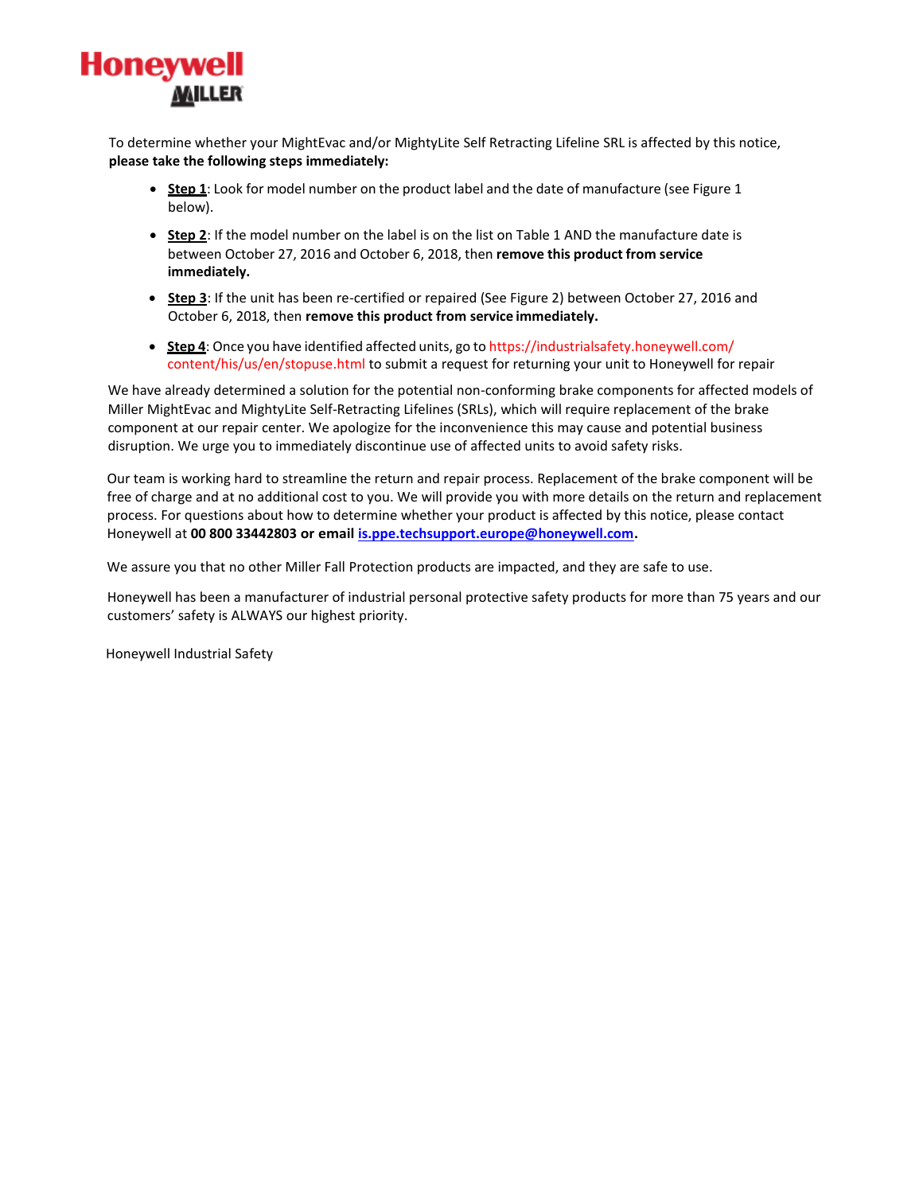Honeywell
MILLER

To determine whether your MightEvac and/or MightyLite Self Retracting Lifeline SRL is affected by this notice, **please take the following steps immediately:**

- **Step 1**: Look for model number on the product label and the date of manufacture (see Figure 1 below).
- **Step 2**: If the model number on the label is on the list on Table 1 AND the manufacture date is between October 27, 2016 and October 6, 2018, then **remove this product from service immediately.**
- **Step 3**: If the unit has been re-certified or repaired (See Figure 2) between October 27, 2016 and October 6, 2018, then **remove this product from service immediately.**
- **Step 4**: Once you have identified affected units, go to https://industrialsafety.honeywell.com/content/his/us/en/stopuse.html to submit a request for returning your unit to Honeywell for repair

We have already determined a solution for the potential non-conforming brake components for affected models of Miller MightEvac and MightyLite Self-Retracting Lifelines (SRLs), which will require replacement of the brake component at our repair center. We apologize for the inconvenience this may cause and potential business disruption. We urge you to immediately discontinue use of affected units to avoid safety risks.

Our team is working hard to streamline the return and repair process. Replacement of the brake component will be free of charge and at no additional cost to you. We will provide you with more details on the return and replacement process. For questions about how to determine whether your product is affected by this notice, please contact Honeywell at **00 800 33442803 or email is.ppe.techsupport.europe@honeywell.com.**

We assure you that no other Miller Fall Protection products are impacted, and they are safe to use.

Honeywell has been a manufacturer of industrial personal protective safety products for more than 75 years and our customers' safety is ALWAYS our highest priority.

Honeywell Industrial Safety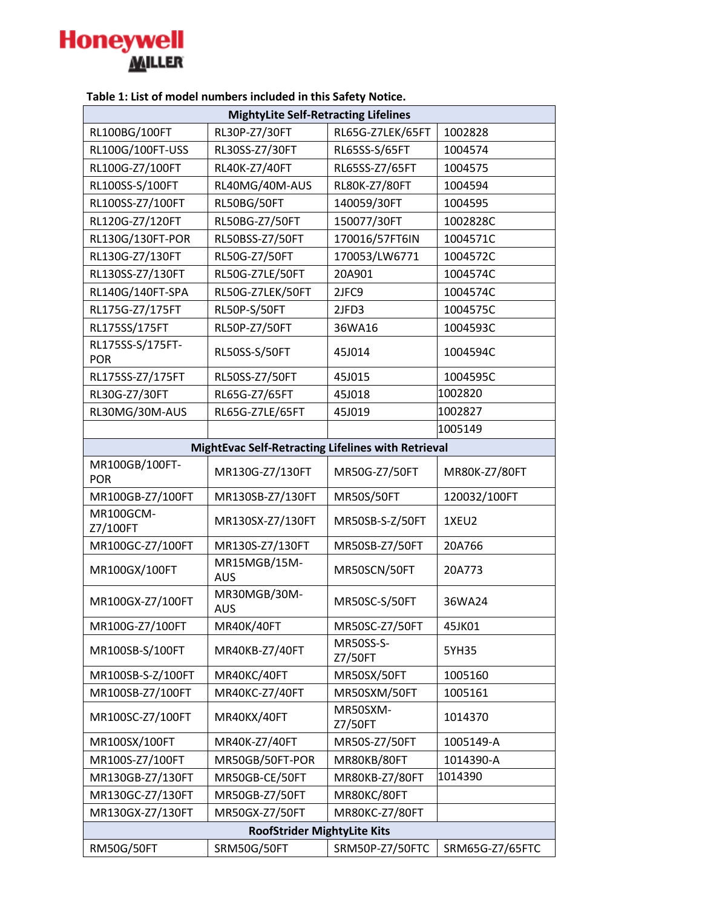**Honeywell**
**MILLER**

**Table 1: List of model numbers included in this Safety Notice.**

| MightyLite Self-Retracting Lifelines | | | |
|---|---|---|---|
| RL100BG/100FT | RL30P-Z7/30FT | RL65G-Z7LEK/65FT | 1002828 |
| RL100G/100FT-USS | RL30SS-Z7/30FT | RL65SS-S/65FT | 1004574 |
| RL100G-Z7/100FT | RL40K-Z7/40FT | RL65SS-Z7/65FT | 1004575 |
| RL100SS-S/100FT | RL40MG/40M-AUS | RL80K-Z7/80FT | 1004594 |
| RL100SS-Z7/100FT | RL50BG/50FT | 140059/30FT | 1004595 |
| RL120G-Z7/120FT | RL50BG-Z7/50FT | 150077/30FT | 1002828C |
| RL130G/130FT-POR | RL50BSS-Z7/50FT | 170016/57FT6IN | 1004571C |
| RL130G-Z7/130FT | RL50G-Z7/50FT | 170053/LW6771 | 1004572C |
| RL130SS-Z7/130FT | RL50G-Z7LE/50FT | 20A901 | 1004574C |
| RL140G/140FT-SPA | RL50G-Z7LEK/50FT | 2JFC9 | 1004574C |
| RL175G-Z7/175FT | RL50P-S/50FT | 2JFD3 | 1004575C |
| RL175SS/175FT | RL50P-Z7/50FT | 36WA16 | 1004593C |
| RL175SS-S/175FT-POR | RL50SS-S/50FT | 45J014 | 1004594C |
| RL175SS-Z7/175FT | RL50SS-Z7/50FT | 45J015 | 1004595C |
| RL30G-Z7/30FT | RL65G-Z7/65FT | 45J018 | 1002820 |
| RL30MG/30M-AUS | RL65G-Z7LE/65FT | 45J019 | 1002827 |
| | | | 1005149 |
| **MightEvac Self-Retracting Lifelines with Retrieval** | | | |
| MR100GB/100FT-POR | MR130G-Z7/130FT | MR50G-Z7/50FT | MR80K-Z7/80FT |
| MR100GB-Z7/100FT | MR130SB-Z7/130FT | MR50S/50FT | 120032/100FT |
| MR100GCM-Z7/100FT | MR130SX-Z7/130FT | MR50SB-S-Z/50FT | 1XEU2 |
| MR100GC-Z7/100FT | MR130S-Z7/130FT | MR50SB-Z7/50FT | 20A766 |
| MR100GX/100FT | MR15MGB/15M-AUS | MR50SCN/50FT | 20A773 |
| MR100GX-Z7/100FT | MR30MGB/30M-AUS | MR50SC-S/50FT | 36WA24 |
| MR100G-Z7/100FT | MR40K/40FT | MR50SC-Z7/50FT | 45JK01 |
| MR100SB-S/100FT | MR40KB-Z7/40FT | MR50SS-S-Z7/50FT | 5YH35 |
| MR100SB-S-Z/100FT | MR40KC/40FT | MR50SX/50FT | 1005160 |
| MR100SB-Z7/100FT | MR40KC-Z7/40FT | MR50SXM/50FT | 1005161 |
| MR100SC-Z7/100FT | MR40KX/40FT | MR50SXM-Z7/50FT | 1014370 |
| MR100SX/100FT | MR40K-Z7/40FT | MR50S-Z7/50FT | 1005149-A |
| MR100S-Z7/100FT | MR50GB/50FT-POR | MR80KB/80FT | 1014390-A |
| MR130GB-Z7/130FT | MR50GB-CE/50FT | MR80KB-Z7/80FT | 1014390 |
| MR130GC-Z7/130FT | MR50GB-Z7/50FT | MR80KC/80FT | |
| MR130GX-Z7/130FT | MR50GX-Z7/50FT | MR80KC-Z7/80FT | |
| **RoofStrider MightyLite Kits** | | | |
| RM50G/50FT | SRM50G/50FT | SRM50P-Z7/50FTC | SRM65G-Z7/65FTC |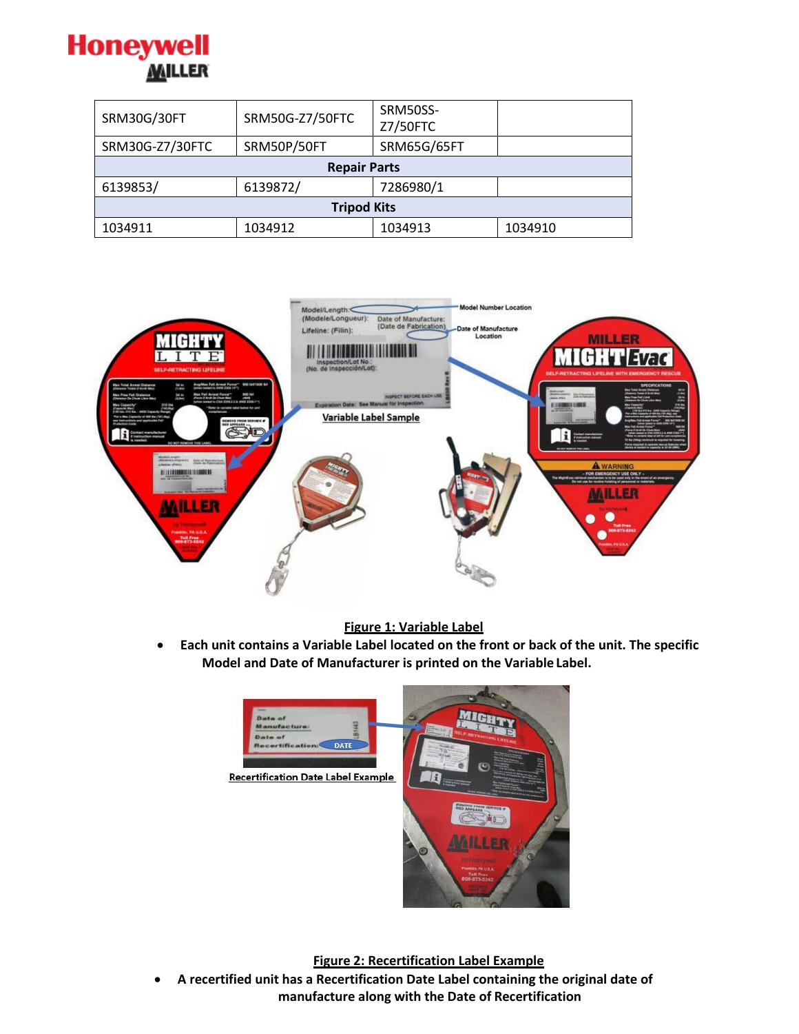| | | | |
|---|---|---|---|
| SRM30G/30FT | SRM50G-Z7/50FTC | SRM50SS-Z7/50FTC | |
| SRM30G-Z7/30FTC | SRM50P/50FT | SRM65G/65FT | |
| **Repair Parts** | | | |
| 6139853/ | 6139872/ | 7286980/1 | |
| **Tripod Kits** | | | |
| 1034911 | 1034912 | 1034913 | 1034910 |

**Figure 1: Variable Label**

- **Each unit contains a Variable Label located on the front or back of the unit. The specific Model and Date of Manufacturer is printed on the Variable Label.**

**Figure 2: Recertification Label Example**

- **A recertified unit has a Recertification Date Label containing the original date of manufacture along with the Date of Recertification**